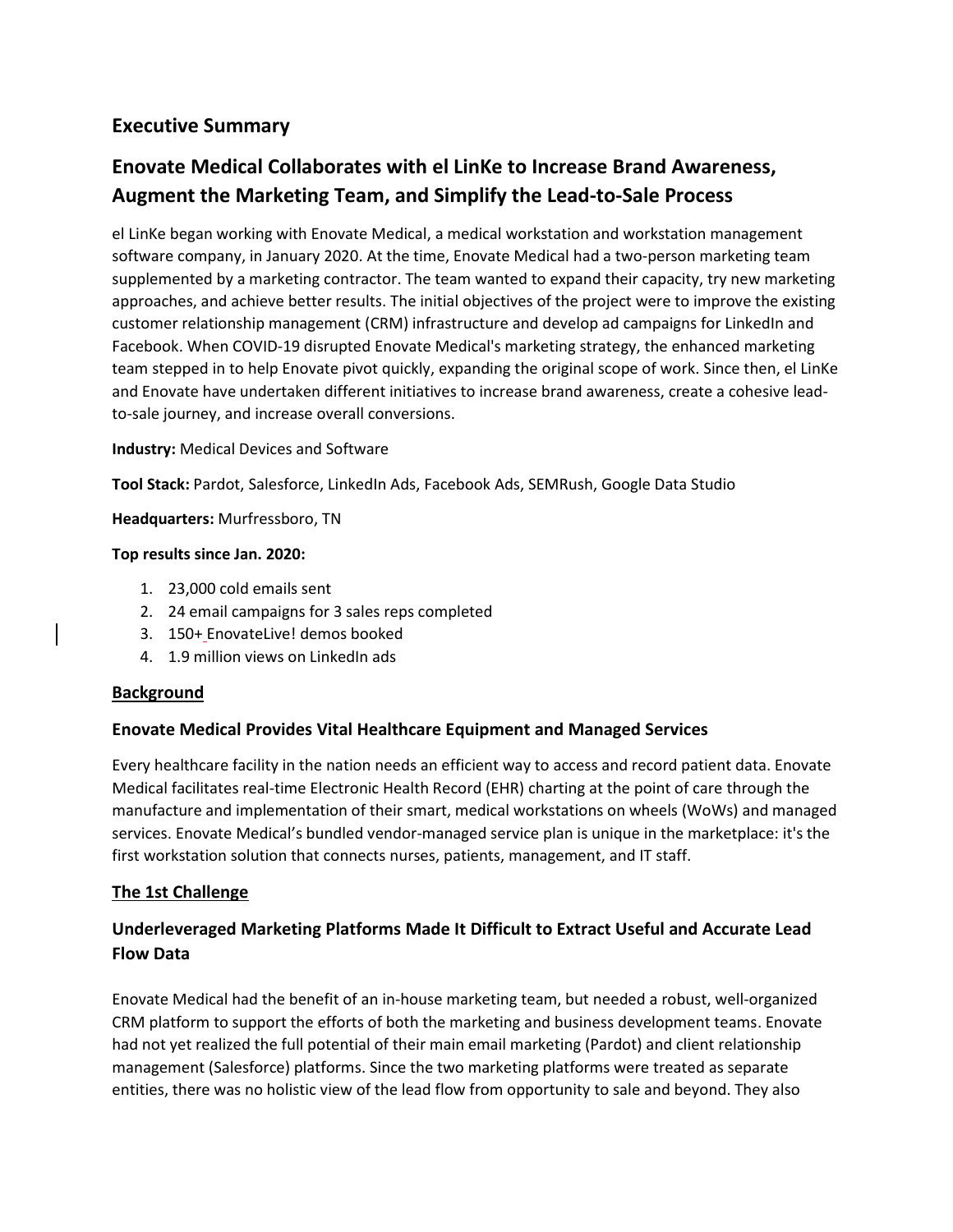## Executive Summary

## Enovate Medical Collaborates with el LinKe to Increase Brand Awareness, Augment the Marketing Team, and Simplify the Lead-to-Sale Process

el LinKe began working with Enovate Medical, a medical workstation and workstation management software company, in January 2020. At the time, Enovate Medical had a two-person marketing team supplemented by a marketing contractor. The team wanted to expand their capacity, try new marketing approaches, and achieve better results. The initial objectives of the project were to improve the existing customer relationship management (CRM) infrastructure and develop ad campaigns for LinkedIn and Facebook. When COVID-19 disrupted Enovate Medical's marketing strategy, the enhanced marketing team stepped in to help Enovate pivot quickly, expanding the original scope of work. Since then, el LinKe and Enovate have undertaken different initiatives to increase brand awareness, create a cohesive lead-to-sale journey, and increase overall conversions.

**Industry:** Medical Devices and Software

**Tool Stack:** Pardot, Salesforce, LinkedIn Ads, Facebook Ads, SEMRush, Google Data Studio

**Headquarters:** Murfressboro, TN

**Top results since Jan. 2020:**

1. 23,000 cold emails sent
2. 24 email campaigns for 3 sales reps completed
3. 150+ EnovateLive! demos booked
4. 1.9 million views on LinkedIn ads

**Background**

### Enovate Medical Provides Vital Healthcare Equipment and Managed Services

Every healthcare facility in the nation needs an efficient way to access and record patient data. Enovate Medical facilitates real-time Electronic Health Record (EHR) charting at the point of care through the manufacture and implementation of their smart, medical workstations on wheels (WoWs) and managed services. Enovate Medical's bundled vendor-managed service plan is unique in the marketplace: it's the first workstation solution that connects nurses, patients, management, and IT staff.

**The 1st Challenge**

### Underleveraged Marketing Platforms Made It Difficult to Extract Useful and Accurate Lead Flow Data

Enovate Medical had the benefit of an in-house marketing team, but needed a robust, well-organized CRM platform to support the efforts of both the marketing and business development teams. Enovate had not yet realized the full potential of their main email marketing (Pardot) and client relationship management (Salesforce) platforms. Since the two marketing platforms were treated as separate entities, there was no holistic view of the lead flow from opportunity to sale and beyond. They also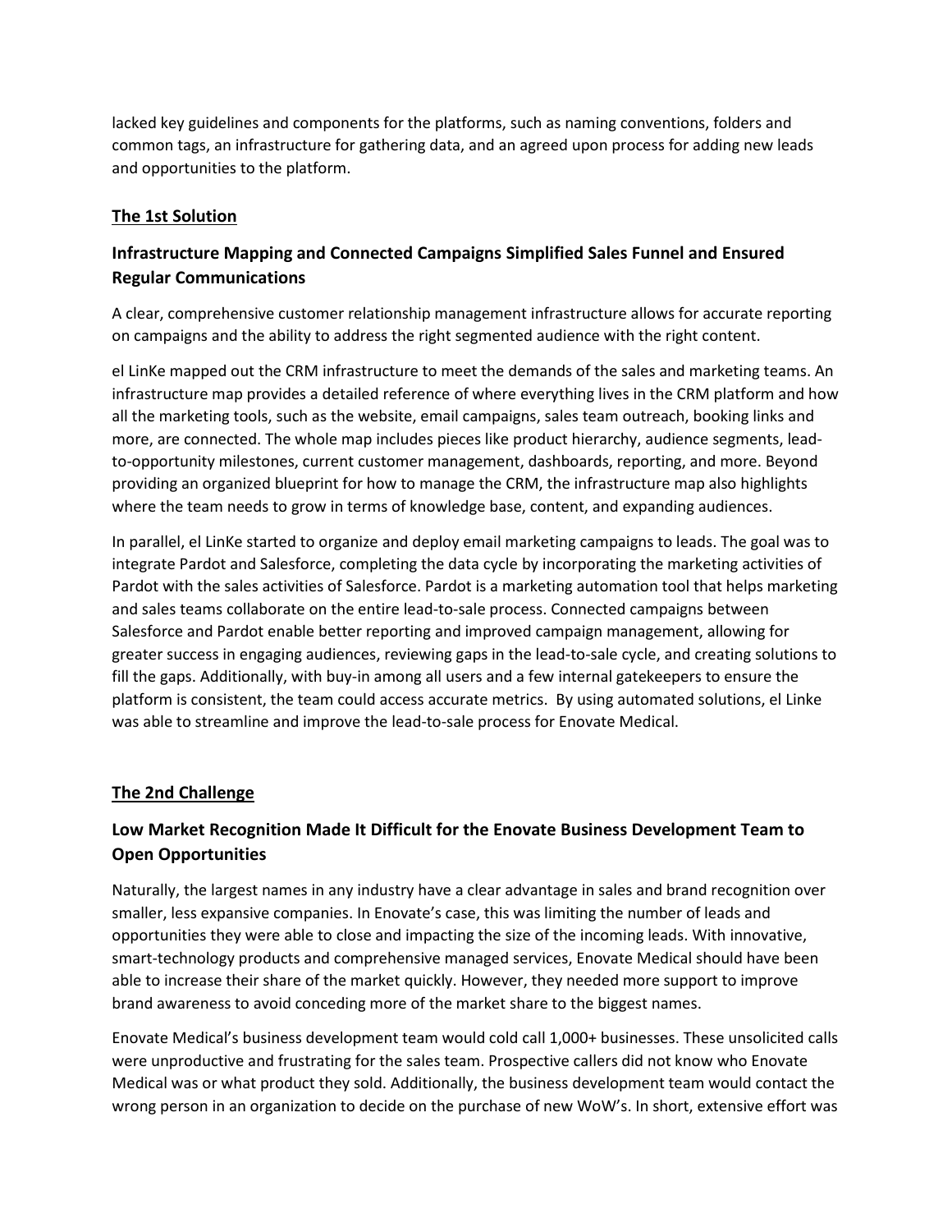lacked key guidelines and components for the platforms, such as naming conventions, folders and common tags, an infrastructure for gathering data, and an agreed upon process for adding new leads and opportunities to the platform.

**The 1st Solution**

## Infrastructure Mapping and Connected Campaigns Simplified Sales Funnel and Ensured Regular Communications

A clear, comprehensive customer relationship management infrastructure allows for accurate reporting on campaigns and the ability to address the right segmented audience with the right content.

el LinKe mapped out the CRM infrastructure to meet the demands of the sales and marketing teams. An infrastructure map provides a detailed reference of where everything lives in the CRM platform and how all the marketing tools, such as the website, email campaigns, sales team outreach, booking links and more, are connected. The whole map includes pieces like product hierarchy, audience segments, lead-to-opportunity milestones, current customer management, dashboards, reporting, and more. Beyond providing an organized blueprint for how to manage the CRM, the infrastructure map also highlights where the team needs to grow in terms of knowledge base, content, and expanding audiences.

In parallel, el LinKe started to organize and deploy email marketing campaigns to leads. The goal was to integrate Pardot and Salesforce, completing the data cycle by incorporating the marketing activities of Pardot with the sales activities of Salesforce. Pardot is a marketing automation tool that helps marketing and sales teams collaborate on the entire lead-to-sale process. Connected campaigns between Salesforce and Pardot enable better reporting and improved campaign management, allowing for greater success in engaging audiences, reviewing gaps in the lead-to-sale cycle, and creating solutions to fill the gaps. Additionally, with buy-in among all users and a few internal gatekeepers to ensure the platform is consistent, the team could access accurate metrics. By using automated solutions, el Linke was able to streamline and improve the lead-to-sale process for Enovate Medical.

**The 2nd Challenge**

## Low Market Recognition Made It Difficult for the Enovate Business Development Team to Open Opportunities

Naturally, the largest names in any industry have a clear advantage in sales and brand recognition over smaller, less expansive companies. In Enovate's case, this was limiting the number of leads and opportunities they were able to close and impacting the size of the incoming leads. With innovative, smart-technology products and comprehensive managed services, Enovate Medical should have been able to increase their share of the market quickly. However, they needed more support to improve brand awareness to avoid conceding more of the market share to the biggest names.

Enovate Medical's business development team would cold call 1,000+ businesses. These unsolicited calls were unproductive and frustrating for the sales team. Prospective callers did not know who Enovate Medical was or what product they sold. Additionally, the business development team would contact the wrong person in an organization to decide on the purchase of new WoW's. In short, extensive effort was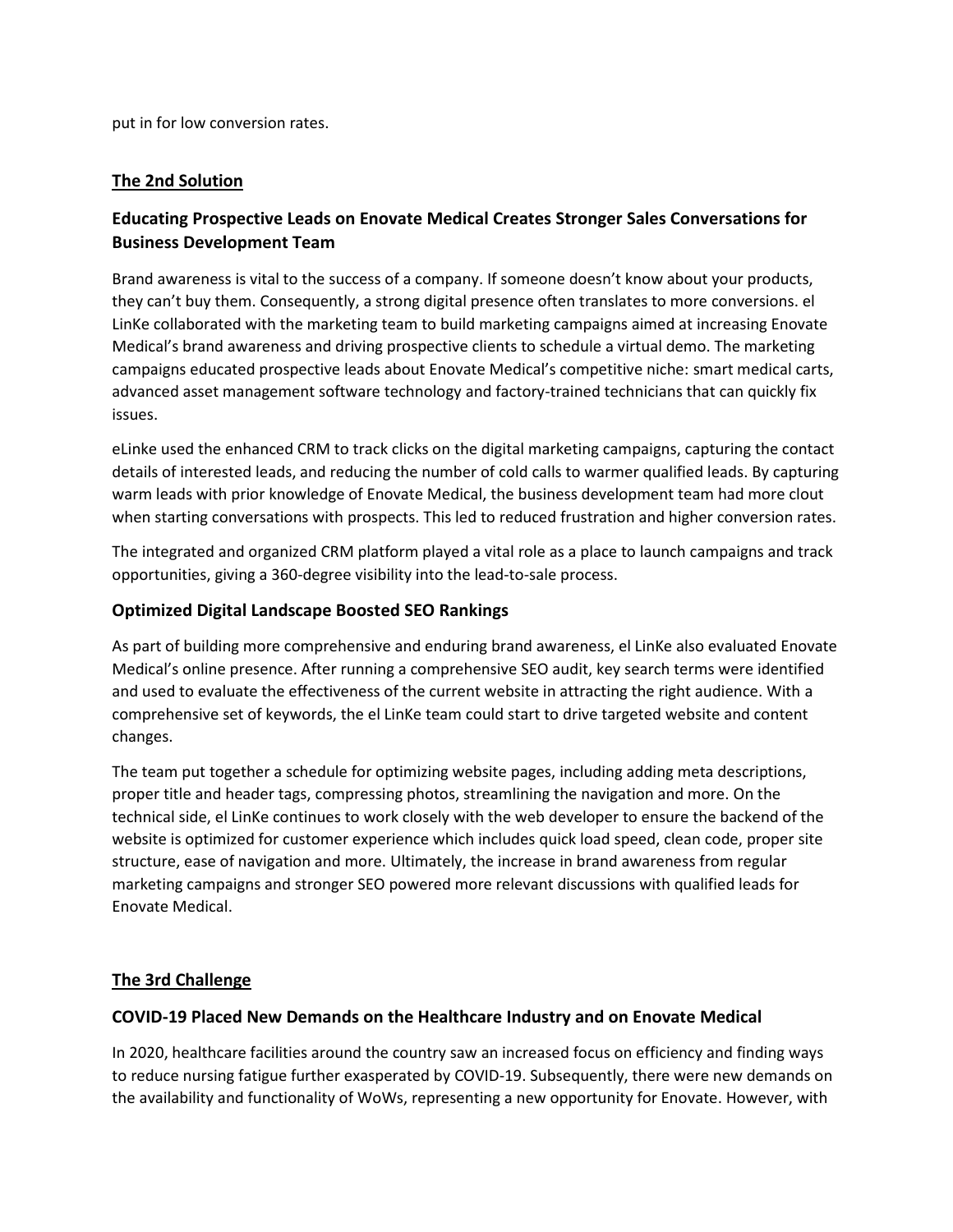put in for low conversion rates.

## The 2nd Solution

### Educating Prospective Leads on Enovate Medical Creates Stronger Sales Conversations for Business Development Team

Brand awareness is vital to the success of a company. If someone doesn't know about your products, they can't buy them. Consequently, a strong digital presence often translates to more conversions. el LinKe collaborated with the marketing team to build marketing campaigns aimed at increasing Enovate Medical's brand awareness and driving prospective clients to schedule a virtual demo. The marketing campaigns educated prospective leads about Enovate Medical's competitive niche: smart medical carts, advanced asset management software technology and factory-trained technicians that can quickly fix issues.

eLinke used the enhanced CRM to track clicks on the digital marketing campaigns, capturing the contact details of interested leads, and reducing the number of cold calls to warmer qualified leads. By capturing warm leads with prior knowledge of Enovate Medical, the business development team had more clout when starting conversations with prospects. This led to reduced frustration and higher conversion rates.

The integrated and organized CRM platform played a vital role as a place to launch campaigns and track opportunities, giving a 360-degree visibility into the lead-to-sale process.

### Optimized Digital Landscape Boosted SEO Rankings

As part of building more comprehensive and enduring brand awareness, el LinKe also evaluated Enovate Medical's online presence. After running a comprehensive SEO audit, key search terms were identified and used to evaluate the effectiveness of the current website in attracting the right audience. With a comprehensive set of keywords, the el LinKe team could start to drive targeted website and content changes.

The team put together a schedule for optimizing website pages, including adding meta descriptions, proper title and header tags, compressing photos, streamlining the navigation and more. On the technical side, el LinKe continues to work closely with the web developer to ensure the backend of the website is optimized for customer experience which includes quick load speed, clean code, proper site structure, ease of navigation and more. Ultimately, the increase in brand awareness from regular marketing campaigns and stronger SEO powered more relevant discussions with qualified leads for Enovate Medical.

## The 3rd Challenge

### COVID-19 Placed New Demands on the Healthcare Industry and on Enovate Medical

In 2020, healthcare facilities around the country saw an increased focus on efficiency and finding ways to reduce nursing fatigue further exasperated by COVID-19. Subsequently, there were new demands on the availability and functionality of WoWs, representing a new opportunity for Enovate. However, with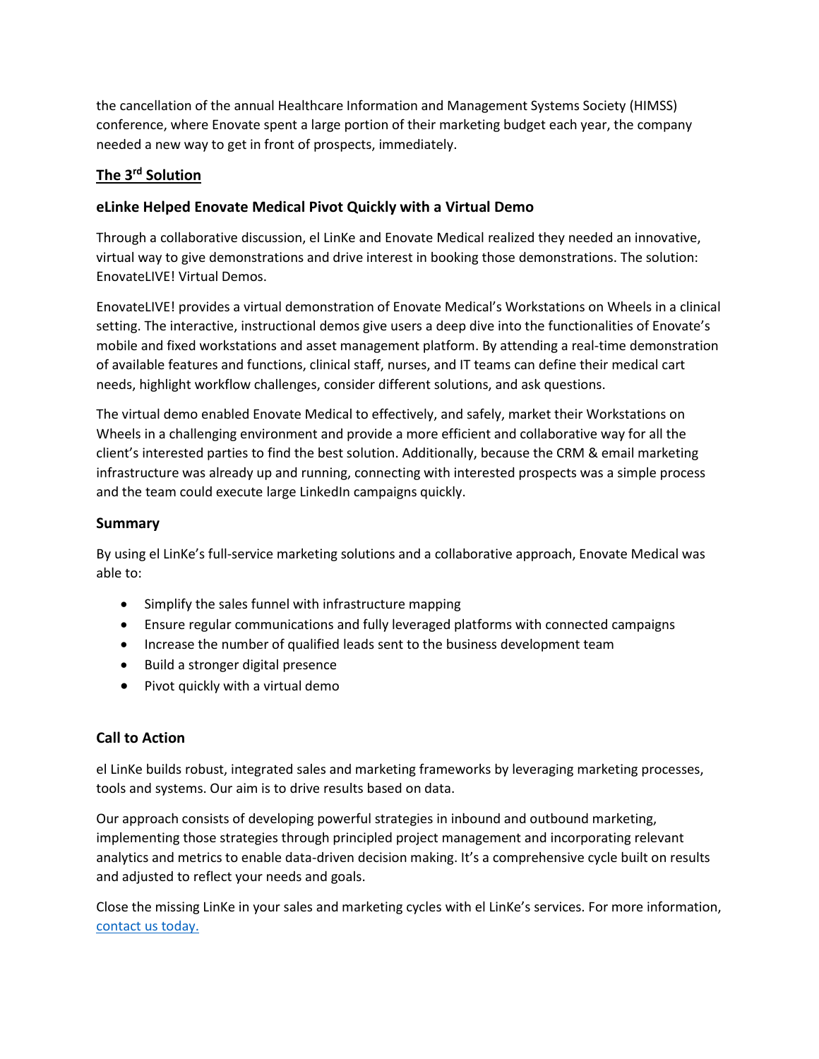the cancellation of the annual Healthcare Information and Management Systems Society (HIMSS) conference, where Enovate spent a large portion of their marketing budget each year, the company needed a new way to get in front of prospects, immediately.

## The 3rd Solution

### eLinke Helped Enovate Medical Pivot Quickly with a Virtual Demo

Through a collaborative discussion, el LinKe and Enovate Medical realized they needed an innovative, virtual way to give demonstrations and drive interest in booking those demonstrations. The solution: EnovateLIVE! Virtual Demos.

EnovateLIVE! provides a virtual demonstration of Enovate Medical's Workstations on Wheels in a clinical setting. The interactive, instructional demos give users a deep dive into the functionalities of Enovate's mobile and fixed workstations and asset management platform. By attending a real-time demonstration of available features and functions, clinical staff, nurses, and IT teams can define their medical cart needs, highlight workflow challenges, consider different solutions, and ask questions.

The virtual demo enabled Enovate Medical to effectively, and safely, market their Workstations on Wheels in a challenging environment and provide a more efficient and collaborative way for all the client's interested parties to find the best solution. Additionally, because the CRM & email marketing infrastructure was already up and running, connecting with interested prospects was a simple process and the team could execute large LinkedIn campaigns quickly.

### Summary

By using el LinKe's full-service marketing solutions and a collaborative approach, Enovate Medical was able to:

- Simplify the sales funnel with infrastructure mapping
- Ensure regular communications and fully leveraged platforms with connected campaigns
- Increase the number of qualified leads sent to the business development team
- Build a stronger digital presence
- Pivot quickly with a virtual demo

### Call to Action

el LinKe builds robust, integrated sales and marketing frameworks by leveraging marketing processes, tools and systems. Our aim is to drive results based on data.

Our approach consists of developing powerful strategies in inbound and outbound marketing, implementing those strategies through principled project management and incorporating relevant analytics and metrics to enable data-driven decision making. It's a comprehensive cycle built on results and adjusted to reflect your needs and goals.

Close the missing LinKe in your sales and marketing cycles with el LinKe's services. For more information, contact us today.